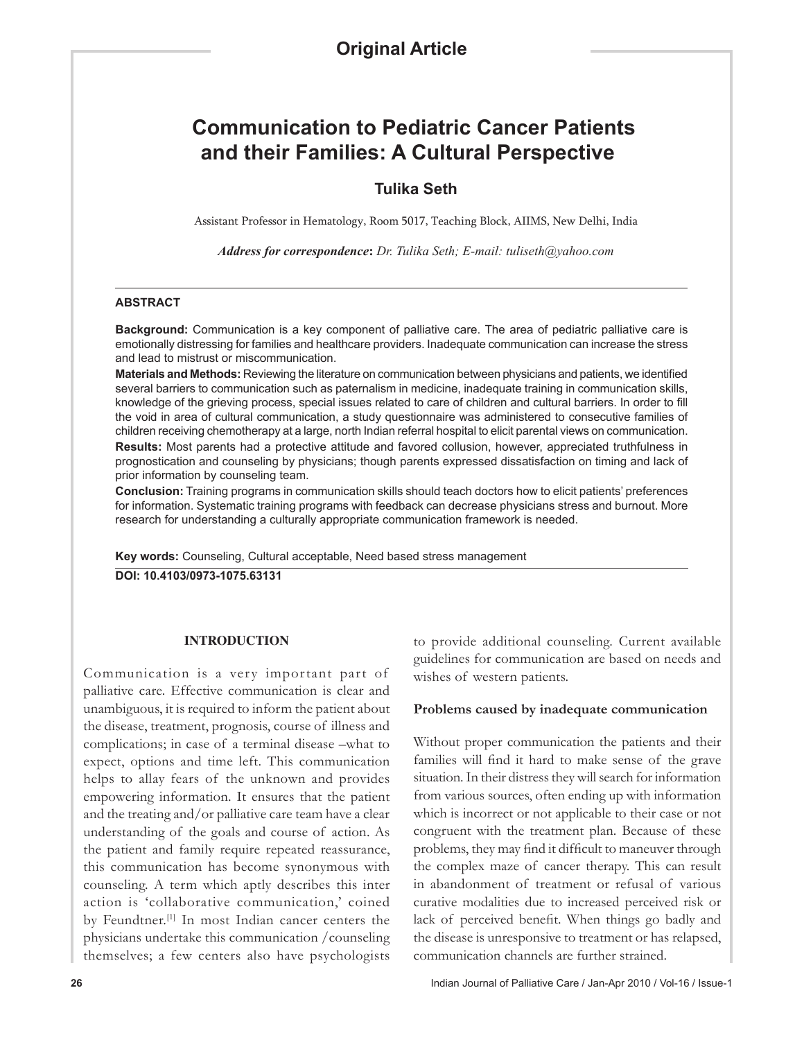**Original Article**

# Communication to Pediatric Cancer Patients and their Families: A Cultural Perspective

**Tulika Seth**

Assistant Professor in Hematology, Room 5017, Teaching Block, AIIMS, New Delhi, India

***Address for correspondence:*** *Dr. Tulika Seth; E-mail: tuliseth@yahoo.com*

## ABSTRACT

**Background:** Communication is a key component of palliative care. The area of pediatric palliative care is emotionally distressing for families and healthcare providers. Inadequate communication can increase the stress and lead to mistrust or miscommunication.

**Materials and Methods:** Reviewing the literature on communication between physicians and patients, we identified several barriers to communication such as paternalism in medicine, inadequate training in communication skills, knowledge of the grieving process, special issues related to care of children and cultural barriers. In order to fill the void in area of cultural communication, a study questionnaire was administered to consecutive families of children receiving chemotherapy at a large, north Indian referral hospital to elicit parental views on communication.

**Results:** Most parents had a protective attitude and favored collusion, however, appreciated truthfulness in prognostication and counseling by physicians; though parents expressed dissatisfaction on timing and lack of prior information by counseling team.

**Conclusion:** Training programs in communication skills should teach doctors how to elicit patients' preferences for information. Systematic training programs with feedback can decrease physicians stress and burnout. More research for understanding a culturally appropriate communication framework is needed.

**Key words:** Counseling, Cultural acceptable, Need based stress management

**DOI: 10.4103/0973-1075.63131**

## INTRODUCTION

Communication is a very important part of palliative care. Effective communication is clear and unambiguous, it is required to inform the patient about the disease, treatment, prognosis, course of illness and complications; in case of a terminal disease –what to expect, options and time left. This communication helps to allay fears of the unknown and provides empowering information. It ensures that the patient and the treating and/or palliative care team have a clear understanding of the goals and course of action. As the patient and family require repeated reassurance, this communication has become synonymous with counseling. A term which aptly describes this inter action is 'collaborative communication,' coined by Feundtner.[1] In most Indian cancer centers the physicians undertake this communication /counseling themselves; a few centers also have psychologists to provide additional counseling. Current available guidelines for communication are based on needs and wishes of western patients.

### Problems caused by inadequate communication

Without proper communication the patients and their families will find it hard to make sense of the grave situation. In their distress they will search for information from various sources, often ending up with information which is incorrect or not applicable to their case or not congruent with the treatment plan. Because of these problems, they may find it difficult to maneuver through the complex maze of cancer therapy. This can result in abandonment of treatment or refusal of various curative modalities due to increased perceived risk or lack of perceived benefit. When things go badly and the disease is unresponsive to treatment or has relapsed, communication channels are further strained.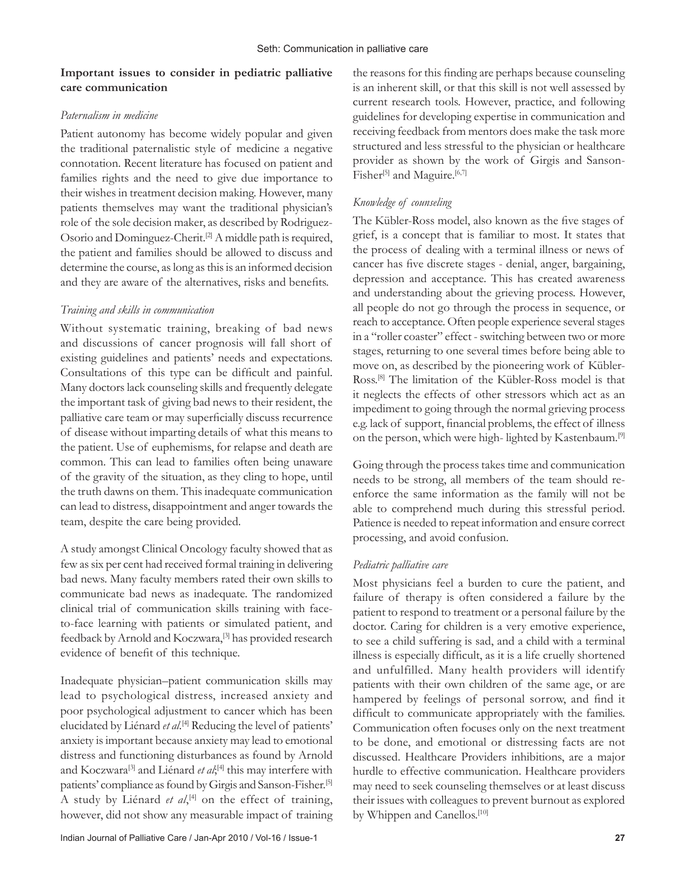### Important issues to consider in pediatric palliative care communication

*Paternalism in medicine*

Patient autonomy has become widely popular and given the traditional paternalistic style of medicine a negative connotation. Recent literature has focused on patient and families rights and the need to give due importance to their wishes in treatment decision making. However, many patients themselves may want the traditional physician's role of the sole decision maker, as described by Rodriguez-Osorio and Dominguez-Cherit.[2] A middle path is required, the patient and families should be allowed to discuss and determine the course, as long as this is an informed decision and they are aware of the alternatives, risks and benefits.

*Training and skills in communication*

Without systematic training, breaking of bad news and discussions of cancer prognosis will fall short of existing guidelines and patients' needs and expectations. Consultations of this type can be difficult and painful. Many doctors lack counseling skills and frequently delegate the important task of giving bad news to their resident, the palliative care team or may superficially discuss recurrence of disease without imparting details of what this means to the patient. Use of euphemisms, for relapse and death are common. This can lead to families often being unaware of the gravity of the situation, as they cling to hope, until the truth dawns on them. This inadequate communication can lead to distress, disappointment and anger towards the team, despite the care being provided.

A study amongst Clinical Oncology faculty showed that as few as six per cent had received formal training in delivering bad news. Many faculty members rated their own skills to communicate bad news as inadequate. The randomized clinical trial of communication skills training with face-to-face learning with patients or simulated patient, and feedback by Arnold and Koczwara,[3] has provided research evidence of benefit of this technique.

Inadequate physician–patient communication skills may lead to psychological distress, increased anxiety and poor psychological adjustment to cancer which has been elucidated by Liénard *et al*.[4] Reducing the level of patients' anxiety is important because anxiety may lead to emotional distress and functioning disturbances as found by Arnold and Koczwara[3] and Liénard *et al*;[4] this may interfere with patients' compliance as found by Girgis and Sanson-Fisher.[5] A study by Liénard *et al*,[4] on the effect of training, however, did not show any measurable impact of training the reasons for this finding are perhaps because counseling is an inherent skill, or that this skill is not well assessed by current research tools. However, practice, and following guidelines for developing expertise in communication and receiving feedback from mentors does make the task more structured and less stressful to the physician or healthcare provider as shown by the work of Girgis and Sanson-Fisher[5] and Maguire.[6,7]

*Knowledge of counseling*

The Kübler-Ross model, also known as the five stages of grief, is a concept that is familiar to most. It states that the process of dealing with a terminal illness or news of cancer has five discrete stages - denial, anger, bargaining, depression and acceptance. This has created awareness and understanding about the grieving process. However, all people do not go through the process in sequence, or reach to acceptance. Often people experience several stages in a "roller coaster" effect - switching between two or more stages, returning to one several times before being able to move on, as described by the pioneering work of Kübler-Ross.[8] The limitation of the Kübler-Ross model is that it neglects the effects of other stressors which act as an impediment to going through the normal grieving process e.g. lack of support, financial problems, the effect of illness on the person, which were high- lighted by Kastenbaum.[9]

Going through the process takes time and communication needs to be strong, all members of the team should re-enforce the same information as the family will not be able to comprehend much during this stressful period. Patience is needed to repeat information and ensure correct processing, and avoid confusion.

*Pediatric palliative care*

Most physicians feel a burden to cure the patient, and failure of therapy is often considered a failure by the patient to respond to treatment or a personal failure by the doctor. Caring for children is a very emotive experience, to see a child suffering is sad, and a child with a terminal illness is especially difficult, as it is a life cruelly shortened and unfulfilled. Many health providers will identify patients with their own children of the same age, or are hampered by feelings of personal sorrow, and find it difficult to communicate appropriately with the families. Communication often focuses only on the next treatment to be done, and emotional or distressing facts are not discussed. Healthcare Providers inhibitions, are a major hurdle to effective communication. Healthcare providers may need to seek counseling themselves or at least discuss their issues with colleagues to prevent burnout as explored by Whippen and Canellos.[10]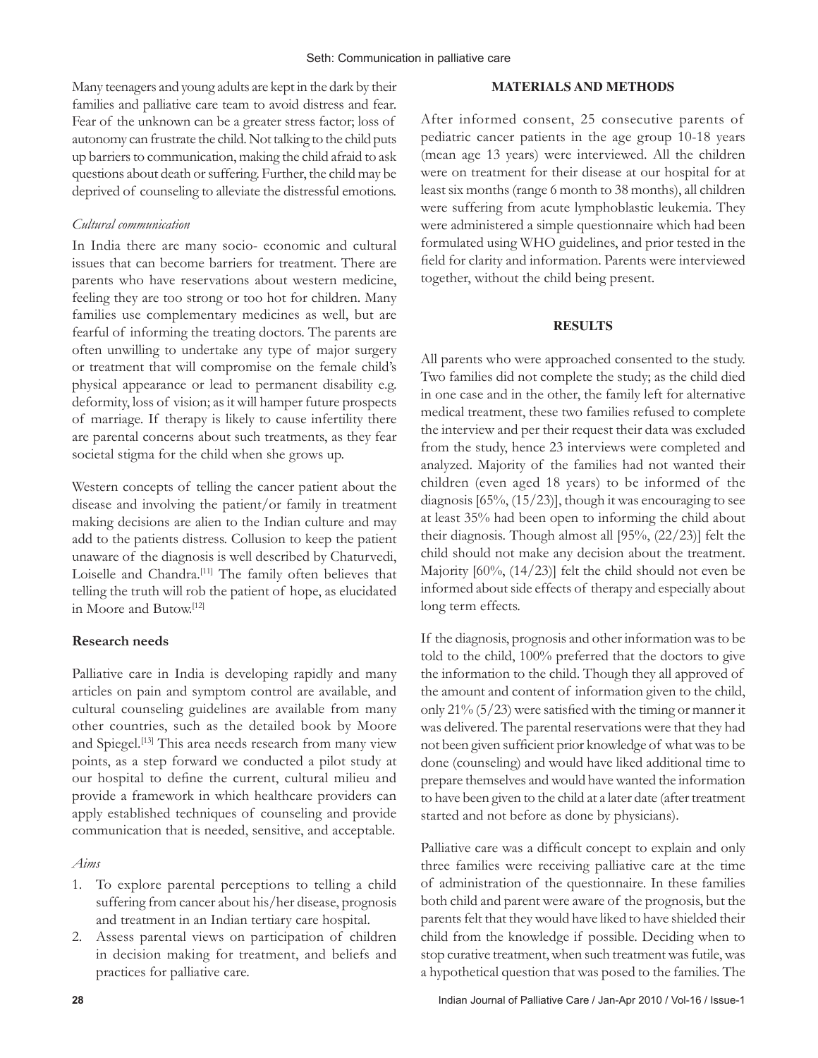Many teenagers and young adults are kept in the dark by their families and palliative care team to avoid distress and fear. Fear of the unknown can be a greater stress factor; loss of autonomy can frustrate the child. Not talking to the child puts up barriers to communication, making the child afraid to ask questions about death or suffering. Further, the child may be deprived of counseling to alleviate the distressful emotions.

*Cultural communication*

In India there are many socio- economic and cultural issues that can become barriers for treatment. There are parents who have reservations about western medicine, feeling they are too strong or too hot for children. Many families use complementary medicines as well, but are fearful of informing the treating doctors. The parents are often unwilling to undertake any type of major surgery or treatment that will compromise on the female child's physical appearance or lead to permanent disability e.g. deformity, loss of vision; as it will hamper future prospects of marriage. If therapy is likely to cause infertility there are parental concerns about such treatments, as they fear societal stigma for the child when she grows up.

Western concepts of telling the cancer patient about the disease and involving the patient/or family in treatment making decisions are alien to the Indian culture and may add to the patients distress. Collusion to keep the patient unaware of the diagnosis is well described by Chaturvedi, Loiselle and Chandra.[11] The family often believes that telling the truth will rob the patient of hope, as elucidated in Moore and Butow.[12]

**Research needs**

Palliative care in India is developing rapidly and many articles on pain and symptom control are available, and cultural counseling guidelines are available from many other countries, such as the detailed book by Moore and Spiegel.[13] This area needs research from many view points, as a step forward we conducted a pilot study at our hospital to define the current, cultural milieu and provide a framework in which healthcare providers can apply established techniques of counseling and provide communication that is needed, sensitive, and acceptable.

*Aims*

1. To explore parental perceptions to telling a child suffering from cancer about his/her disease, prognosis and treatment in an Indian tertiary care hospital.
2. Assess parental views on participation of children in decision making for treatment, and beliefs and practices for palliative care.

## MATERIALS AND METHODS

After informed consent, 25 consecutive parents of pediatric cancer patients in the age group 10-18 years (mean age 13 years) were interviewed. All the children were on treatment for their disease at our hospital for at least six months (range 6 month to 38 months), all children were suffering from acute lymphoblastic leukemia. They were administered a simple questionnaire which had been formulated using WHO guidelines, and prior tested in the field for clarity and information. Parents were interviewed together, without the child being present.

## RESULTS

All parents who were approached consented to the study. Two families did not complete the study; as the child died in one case and in the other, the family left for alternative medical treatment, these two families refused to complete the interview and per their request their data was excluded from the study, hence 23 interviews were completed and analyzed. Majority of the families had not wanted their children (even aged 18 years) to be informed of the diagnosis [65%, (15/23)], though it was encouraging to see at least 35% had been open to informing the child about their diagnosis. Though almost all [95%, (22/23)] felt the child should not make any decision about the treatment. Majority [60%, (14/23)] felt the child should not even be informed about side effects of therapy and especially about long term effects.

If the diagnosis, prognosis and other information was to be told to the child, 100% preferred that the doctors to give the information to the child. Though they all approved of the amount and content of information given to the child, only 21% (5/23) were satisfied with the timing or manner it was delivered. The parental reservations were that they had not been given sufficient prior knowledge of what was to be done (counseling) and would have liked additional time to prepare themselves and would have wanted the information to have been given to the child at a later date (after treatment started and not before as done by physicians).

Palliative care was a difficult concept to explain and only three families were receiving palliative care at the time of administration of the questionnaire. In these families both child and parent were aware of the prognosis, but the parents felt that they would have liked to have shielded their child from the knowledge if possible. Deciding when to stop curative treatment, when such treatment was futile, was a hypothetical question that was posed to the families. The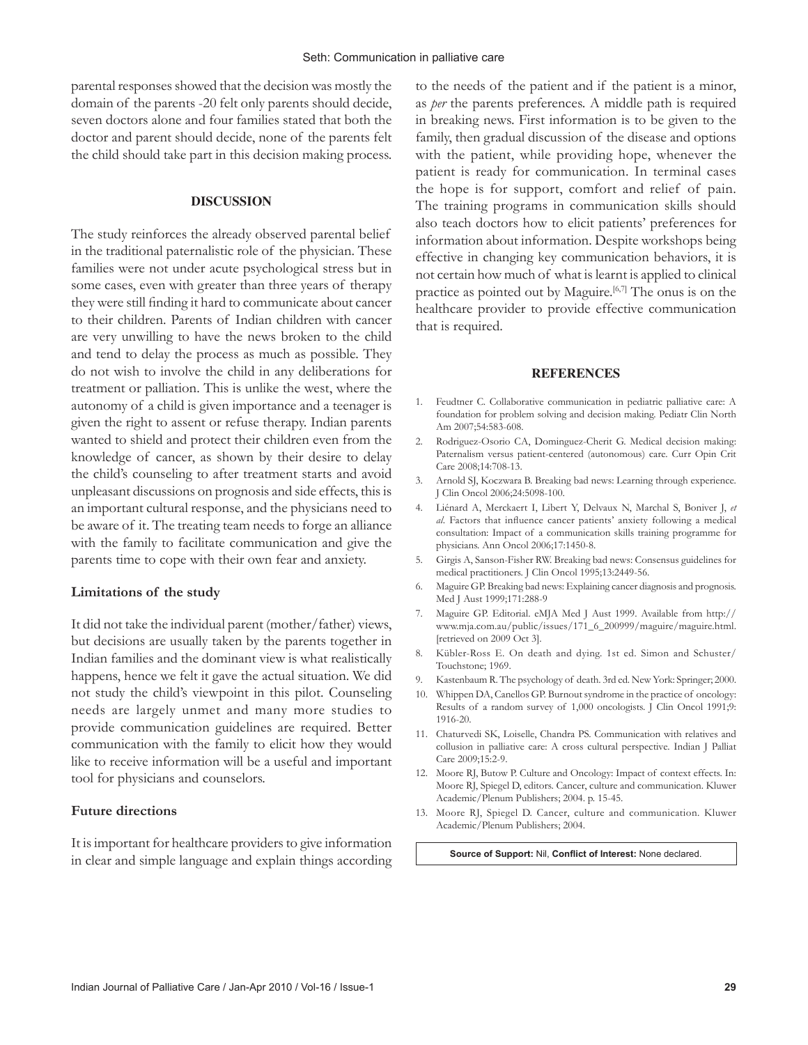parental responses showed that the decision was mostly the domain of the parents -20 felt only parents should decide, seven doctors alone and four families stated that both the doctor and parent should decide, none of the parents felt the child should take part in this decision making process.

## DISCUSSION

The study reinforces the already observed parental belief in the traditional paternalistic role of the physician. These families were not under acute psychological stress but in some cases, even with greater than three years of therapy they were still finding it hard to communicate about cancer to their children. Parents of Indian children with cancer are very unwilling to have the news broken to the child and tend to delay the process as much as possible. They do not wish to involve the child in any deliberations for treatment or palliation. This is unlike the west, where the autonomy of a child is given importance and a teenager is given the right to assent or refuse therapy. Indian parents wanted to shield and protect their children even from the knowledge of cancer, as shown by their desire to delay the child's counseling to after treatment starts and avoid unpleasant discussions on prognosis and side effects, this is an important cultural response, and the physicians need to be aware of it. The treating team needs to forge an alliance with the family to facilitate communication and give the parents time to cope with their own fear and anxiety.

### Limitations of the study

It did not take the individual parent (mother/father) views, but decisions are usually taken by the parents together in Indian families and the dominant view is what realistically happens, hence we felt it gave the actual situation. We did not study the child's viewpoint in this pilot. Counseling needs are largely unmet and many more studies to provide communication guidelines are required. Better communication with the family to elicit how they would like to receive information will be a useful and important tool for physicians and counselors.

### Future directions

It is important for healthcare providers to give information in clear and simple language and explain things according to the needs of the patient and if the patient is a minor, as *per* the parents preferences. A middle path is required in breaking news. First information is to be given to the family, then gradual discussion of the disease and options with the patient, while providing hope, whenever the patient is ready for communication. In terminal cases the hope is for support, comfort and relief of pain. The training programs in communication skills should also teach doctors how to elicit patients' preferences for information about information. Despite workshops being effective in changing key communication behaviors, it is not certain how much of what is learnt is applied to clinical practice as pointed out by Maguire.[6,7] The onus is on the healthcare provider to provide effective communication that is required.

## REFERENCES

1. Feudtner C. Collaborative communication in pediatric palliative care: A foundation for problem solving and decision making. Pediatr Clin North Am 2007;54:583-608.
2. Rodriguez-Osorio CA, Dominguez-Cherit G. Medical decision making: Paternalism versus patient-centered (autonomous) care. Curr Opin Crit Care 2008;14:708-13.
3. Arnold SJ, Koczwara B. Breaking bad news: Learning through experience. J Clin Oncol 2006;24:5098-100.
4. Liénard A, Merckaert I, Libert Y, Delvaux N, Marchal S, Boniver J, *et al*. Factors that influence cancer patients' anxiety following a medical consultation: Impact of a communication skills training programme for physicians. Ann Oncol 2006;17:1450-8.
5. Girgis A, Sanson-Fisher RW. Breaking bad news: Consensus guidelines for medical practitioners. J Clin Oncol 1995;13:2449-56.
6. Maguire GP. Breaking bad news: Explaining cancer diagnosis and prognosis. Med J Aust 1999;171:288-9
7. Maguire GP. Editorial. eMJA Med J Aust 1999. Available from http://www.mja.com.au/public/issues/171_6_200999/maguire/maguire.html. [retrieved on 2009 Oct 3].
8. Kübler-Ross E. On death and dying. 1st ed. Simon and Schuster/Touchstone; 1969.
9. Kastenbaum R. The psychology of death. 3rd ed. New York: Springer; 2000.
10. Whippen DA, Canellos GP. Burnout syndrome in the practice of oncology: Results of a random survey of 1,000 oncologists. J Clin Oncol 1991;9: 1916-20.
11. Chaturvedi SK, Loiselle, Chandra PS. Communication with relatives and collusion in palliative care: A cross cultural perspective. Indian J Palliat Care 2009;15:2-9.
12. Moore RJ, Butow P. Culture and Oncology: Impact of context effects. In: Moore RJ, Spiegel D, editors. Cancer, culture and communication. Kluwer Academic/Plenum Publishers; 2004. p. 15-45.
13. Moore RJ, Spiegel D. Cancer, culture and communication. Kluwer Academic/Plenum Publishers; 2004.

**Source of Support:** Nil, **Conflict of Interest:** None declared.